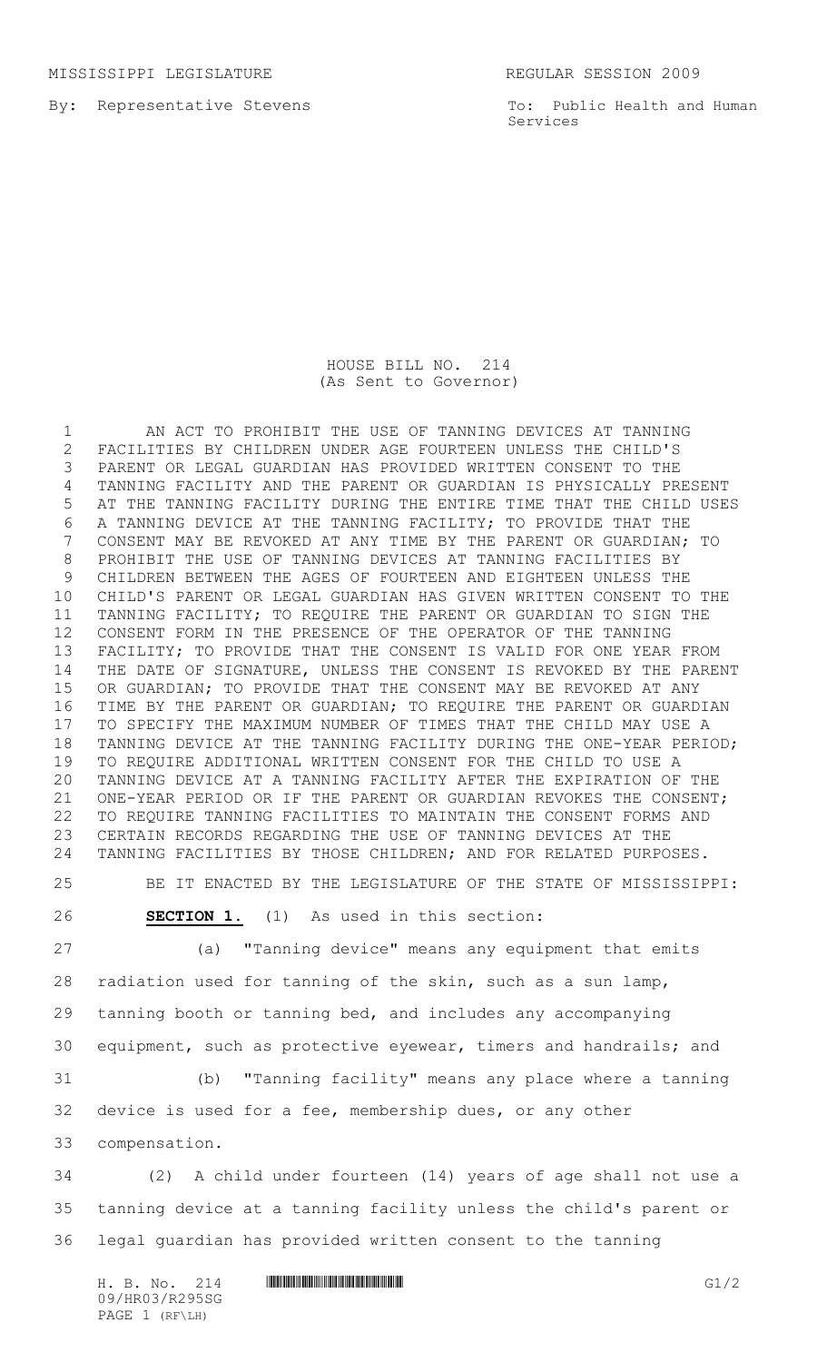MISSISSIPPI LEGISLATURE REGULAR SESSION 2009

By: Representative Stevens

To: Public Health and Human Services

HOUSE BILL NO. 214
(As Sent to Governor)

AN ACT TO PROHIBIT THE USE OF TANNING DEVICES AT TANNING FACILITIES BY CHILDREN UNDER AGE FOURTEEN UNLESS THE CHILD'S PARENT OR LEGAL GUARDIAN HAS PROVIDED WRITTEN CONSENT TO THE TANNING FACILITY AND THE PARENT OR GUARDIAN IS PHYSICALLY PRESENT AT THE TANNING FACILITY DURING THE ENTIRE TIME THAT THE CHILD USES A TANNING DEVICE AT THE TANNING FACILITY; TO PROVIDE THAT THE CONSENT MAY BE REVOKED AT ANY TIME BY THE PARENT OR GUARDIAN; TO PROHIBIT THE USE OF TANNING DEVICES AT TANNING FACILITIES BY CHILDREN BETWEEN THE AGES OF FOURTEEN AND EIGHTEEN UNLESS THE CHILD'S PARENT OR LEGAL GUARDIAN HAS GIVEN WRITTEN CONSENT TO THE TANNING FACILITY; TO REQUIRE THE PARENT OR GUARDIAN TO SIGN THE CONSENT FORM IN THE PRESENCE OF THE OPERATOR OF THE TANNING FACILITY; TO PROVIDE THAT THE CONSENT IS VALID FOR ONE YEAR FROM THE DATE OF SIGNATURE, UNLESS THE CONSENT IS REVOKED BY THE PARENT OR GUARDIAN; TO PROVIDE THAT THE CONSENT MAY BE REVOKED AT ANY TIME BY THE PARENT OR GUARDIAN; TO REQUIRE THE PARENT OR GUARDIAN TO SPECIFY THE MAXIMUM NUMBER OF TIMES THAT THE CHILD MAY USE A TANNING DEVICE AT THE TANNING FACILITY DURING THE ONE-YEAR PERIOD; TO REQUIRE ADDITIONAL WRITTEN CONSENT FOR THE CHILD TO USE A TANNING DEVICE AT A TANNING FACILITY AFTER THE EXPIRATION OF THE ONE-YEAR PERIOD OR IF THE PARENT OR GUARDIAN REVOKES THE CONSENT; TO REQUIRE TANNING FACILITIES TO MAINTAIN THE CONSENT FORMS AND CERTAIN RECORDS REGARDING THE USE OF TANNING DEVICES AT THE TANNING FACILITIES BY THOSE CHILDREN; AND FOR RELATED PURPOSES.

BE IT ENACTED BY THE LEGISLATURE OF THE STATE OF MISSISSIPPI:

**SECTION 1.** (1) As used in this section:

(a) "Tanning device" means any equipment that emits radiation used for tanning of the skin, such as a sun lamp, tanning booth or tanning bed, and includes any accompanying equipment, such as protective eyewear, timers and handrails; and

(b) "Tanning facility" means any place where a tanning device is used for a fee, membership dues, or any other compensation.

(2) A child under fourteen (14) years of age shall not use a tanning device at a tanning facility unless the child's parent or legal guardian has provided written consent to the tanning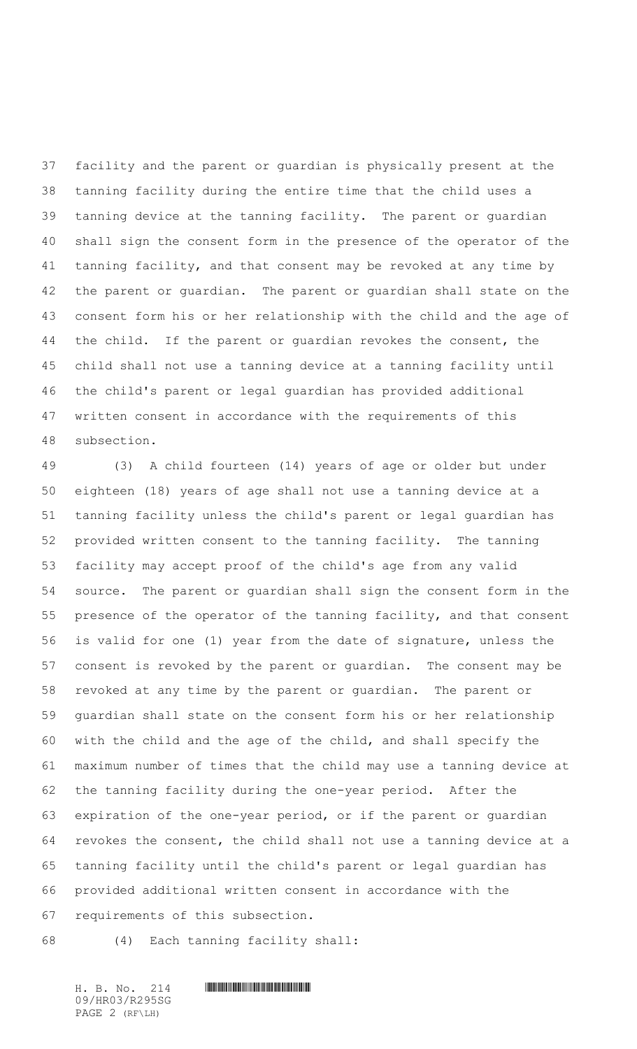facility and the parent or guardian is physically present at the tanning facility during the entire time that the child uses a tanning device at the tanning facility. The parent or guardian shall sign the consent form in the presence of the operator of the tanning facility, and that consent may be revoked at any time by the parent or guardian. The parent or guardian shall state on the consent form his or her relationship with the child and the age of the child. If the parent or guardian revokes the consent, the child shall not use a tanning device at a tanning facility until the child's parent or legal guardian has provided additional written consent in accordance with the requirements of this subsection.

(3) A child fourteen (14) years of age or older but under eighteen (18) years of age shall not use a tanning device at a tanning facility unless the child's parent or legal guardian has provided written consent to the tanning facility. The tanning facility may accept proof of the child's age from any valid source. The parent or guardian shall sign the consent form in the presence of the operator of the tanning facility, and that consent is valid for one (1) year from the date of signature, unless the consent is revoked by the parent or guardian. The consent may be revoked at any time by the parent or guardian. The parent or guardian shall state on the consent form his or her relationship with the child and the age of the child, and shall specify the maximum number of times that the child may use a tanning device at the tanning facility during the one-year period. After the expiration of the one-year period, or if the parent or guardian revokes the consent, the child shall not use a tanning device at a tanning facility until the child's parent or legal guardian has provided additional written consent in accordance with the requirements of this subsection.

(4) Each tanning facility shall: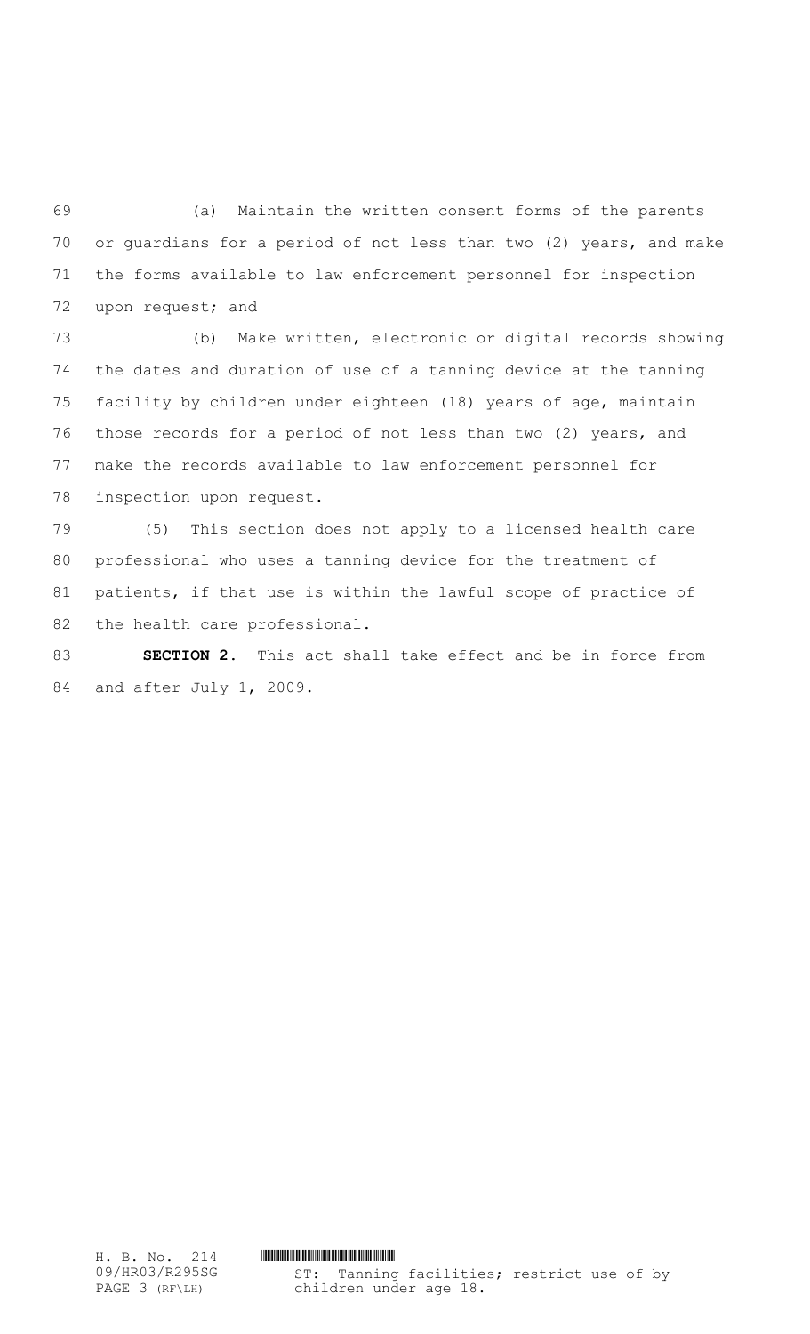(a) Maintain the written consent forms of the parents or guardians for a period of not less than two (2) years, and make the forms available to law enforcement personnel for inspection upon request; and

(b) Make written, electronic or digital records showing the dates and duration of use of a tanning device at the tanning facility by children under eighteen (18) years of age, maintain those records for a period of not less than two (2) years, and make the records available to law enforcement personnel for inspection upon request.

(5) This section does not apply to a licensed health care professional who uses a tanning device for the treatment of patients, if that use is within the lawful scope of practice of the health care professional.

**SECTION 2.** This act shall take effect and be in force from and after July 1, 2009.